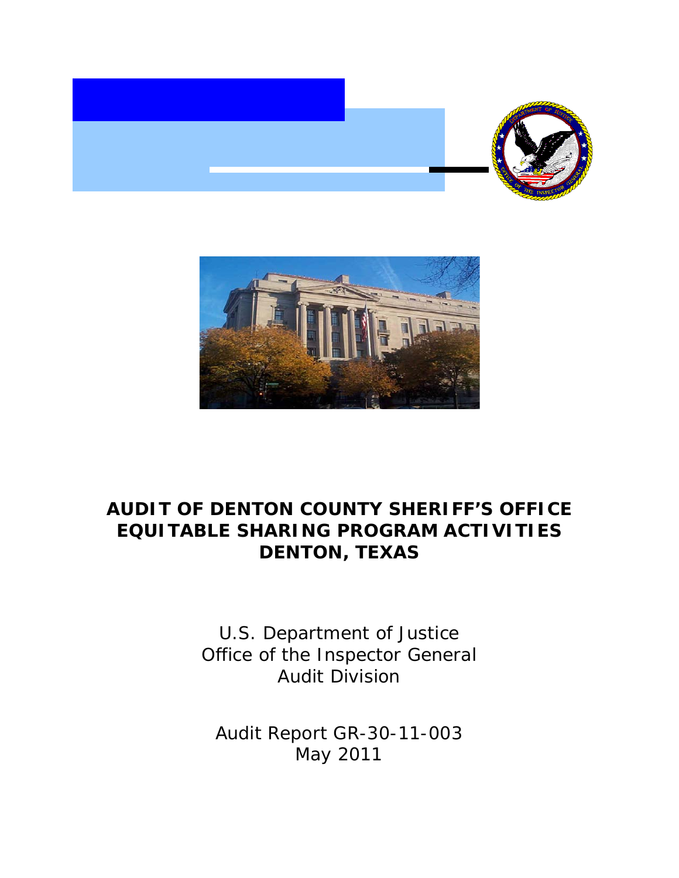# AUDIT OF DENTON COUNTY SHERIFF'S OFFICE EQUITABLE SHARING PROGRAM ACTIVITIES DENTON, TEXAS

U.S. Department of Justice
Office of the Inspector General
Audit Division

Audit Report GR-30-11-003
May 2011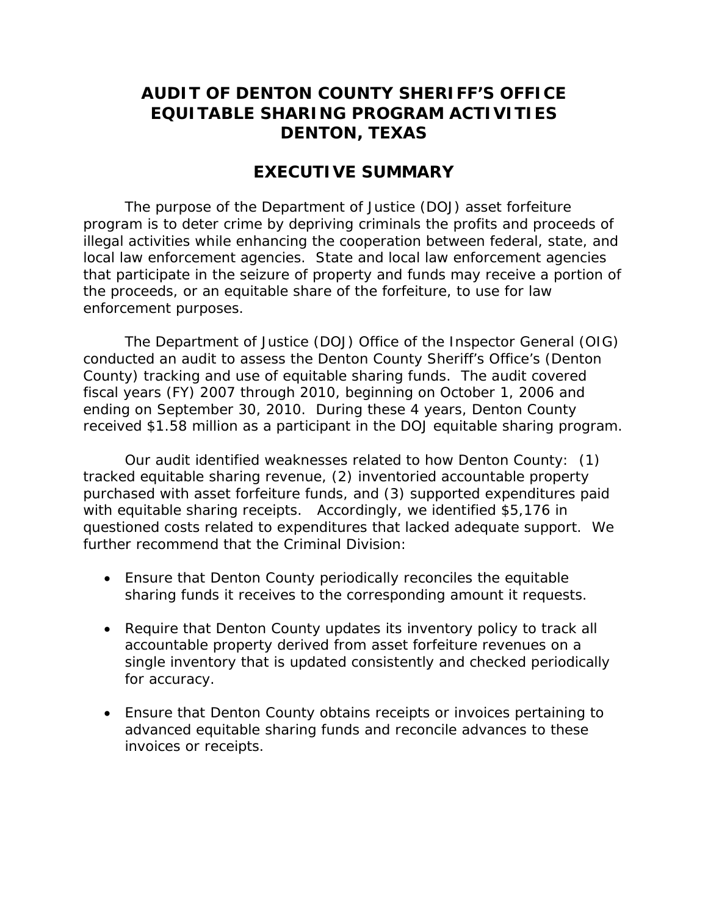# AUDIT OF DENTON COUNTY SHERIFF'S OFFICE EQUITABLE SHARING PROGRAM ACTIVITIES DENTON, TEXAS

## EXECUTIVE SUMMARY

The purpose of the Department of Justice (DOJ) asset forfeiture program is to deter crime by depriving criminals the profits and proceeds of illegal activities while enhancing the cooperation between federal, state, and local law enforcement agencies. State and local law enforcement agencies that participate in the seizure of property and funds may receive a portion of the proceeds, or an equitable share of the forfeiture, to use for law enforcement purposes.

The Department of Justice (DOJ) Office of the Inspector General (OIG) conducted an audit to assess the Denton County Sheriff's Office's (Denton County) tracking and use of equitable sharing funds. The audit covered fiscal years (FY) 2007 through 2010, beginning on October 1, 2006 and ending on September 30, 2010. During these 4 years, Denton County received $1.58 million as a participant in the DOJ equitable sharing program.

Our audit identified weaknesses related to how Denton County: (1) tracked equitable sharing revenue, (2) inventoried accountable property purchased with asset forfeiture funds, and (3) supported expenditures paid with equitable sharing receipts. Accordingly, we identified $5,176 in questioned costs related to expenditures that lacked adequate support. We further recommend that the Criminal Division:

- Ensure that Denton County periodically reconciles the equitable sharing funds it receives to the corresponding amount it requests.
- Require that Denton County updates its inventory policy to track all accountable property derived from asset forfeiture revenues on a single inventory that is updated consistently and checked periodically for accuracy.
- Ensure that Denton County obtains receipts or invoices pertaining to advanced equitable sharing funds and reconcile advances to these invoices or receipts.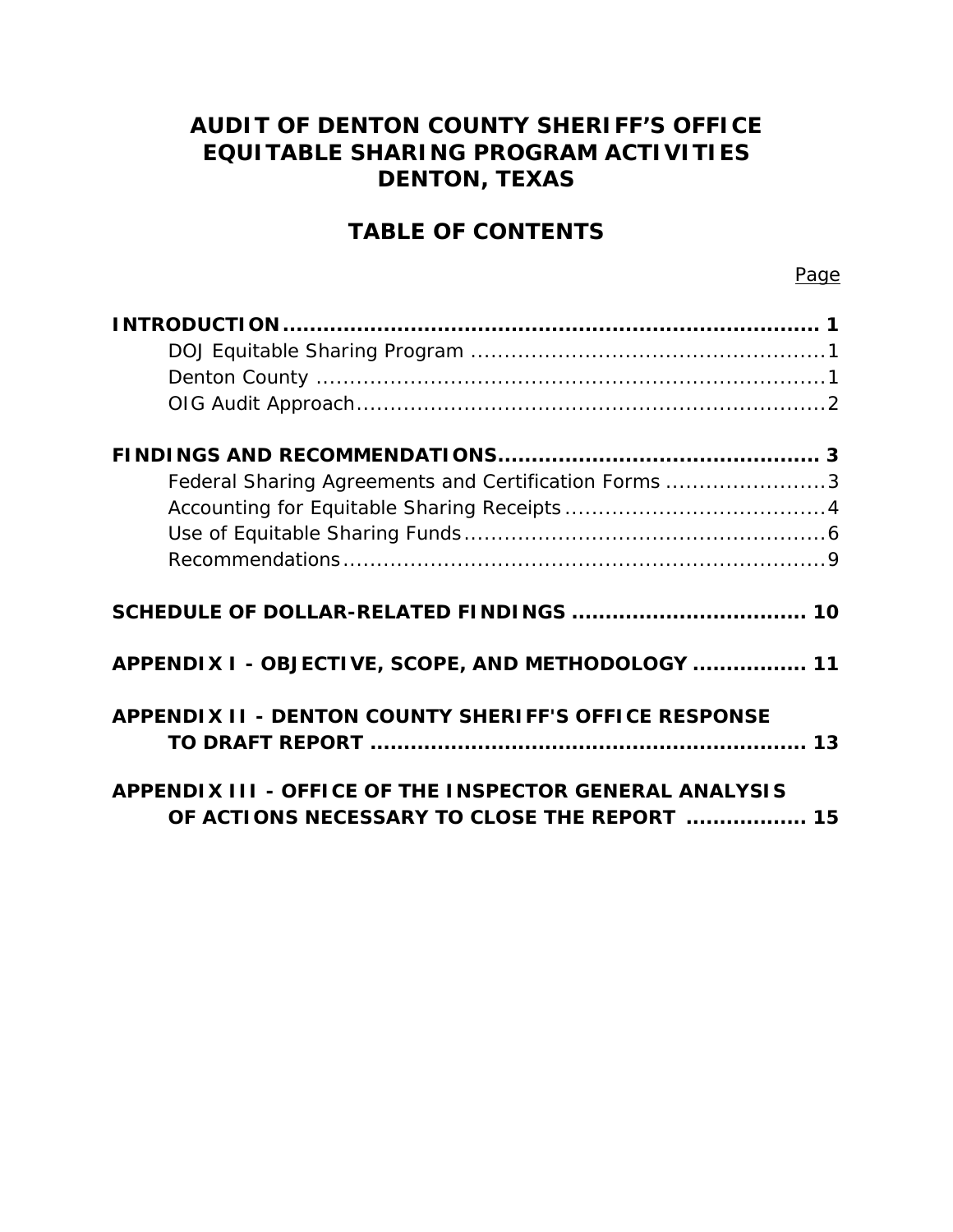# AUDIT OF DENTON COUNTY SHERIFF'S OFFICE EQUITABLE SHARING PROGRAM ACTIVITIES DENTON, TEXAS

## TABLE OF CONTENTS

| | Page |
|---|---|
| **INTRODUCTION** | **1** |
| DOJ Equitable Sharing Program | 1 |
| Denton County | 1 |
| OIG Audit Approach | 2 |
| **FINDINGS AND RECOMMENDATIONS** | **3** |
| Federal Sharing Agreements and Certification Forms | 3 |
| Accounting for Equitable Sharing Receipts | 4 |
| Use of Equitable Sharing Funds | 6 |
| Recommendations | 9 |
| **SCHEDULE OF DOLLAR-RELATED FINDINGS** | **10** |
| **APPENDIX I - OBJECTIVE, SCOPE, AND METHODOLOGY** | **11** |
| **APPENDIX II - DENTON COUNTY SHERIFF'S OFFICE RESPONSE TO DRAFT REPORT** | **13** |
| **APPENDIX III - OFFICE OF THE INSPECTOR GENERAL ANALYSIS OF ACTIONS NECESSARY TO CLOSE THE REPORT** | **15** |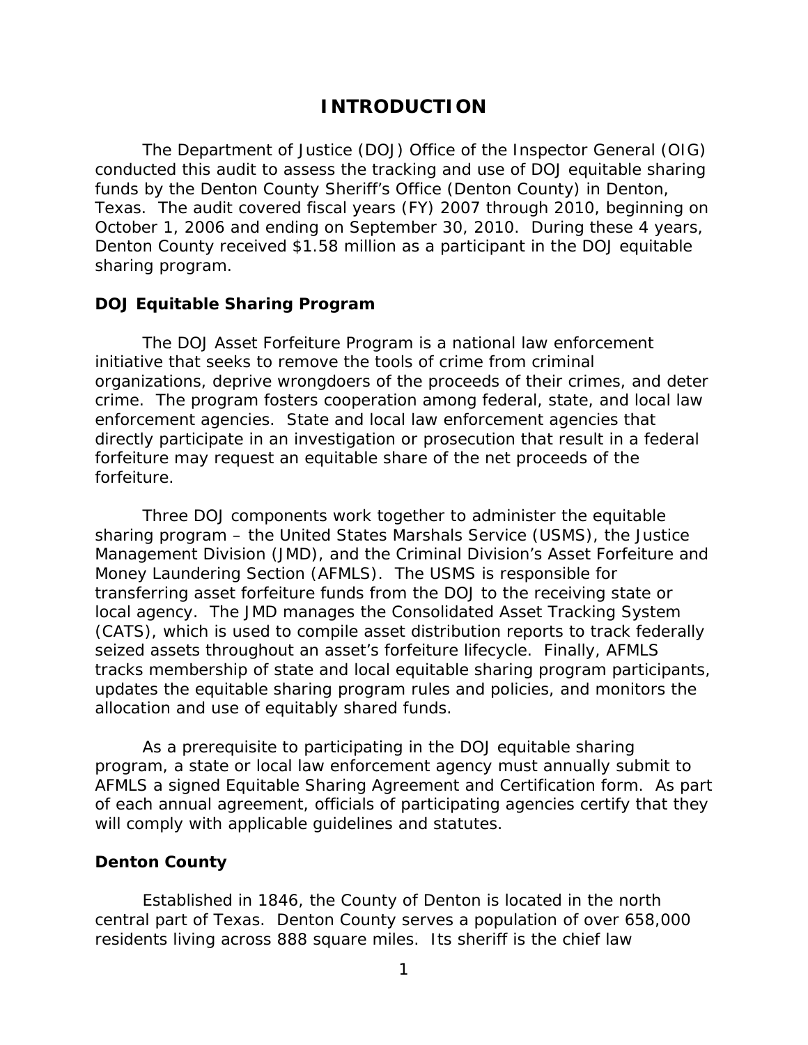# INTRODUCTION

The Department of Justice (DOJ) Office of the Inspector General (OIG) conducted this audit to assess the tracking and use of DOJ equitable sharing funds by the Denton County Sheriff's Office (Denton County) in Denton, Texas. The audit covered fiscal years (FY) 2007 through 2010, beginning on October 1, 2006 and ending on September 30, 2010. During these 4 years, Denton County received \$1.58 million as a participant in the DOJ equitable sharing program.

## DOJ Equitable Sharing Program

The DOJ Asset Forfeiture Program is a national law enforcement initiative that seeks to remove the tools of crime from criminal organizations, deprive wrongdoers of the proceeds of their crimes, and deter crime. The program fosters cooperation among federal, state, and local law enforcement agencies. State and local law enforcement agencies that directly participate in an investigation or prosecution that result in a federal forfeiture may request an equitable share of the net proceeds of the forfeiture.

Three DOJ components work together to administer the equitable sharing program – the United States Marshals Service (USMS), the Justice Management Division (JMD), and the Criminal Division's Asset Forfeiture and Money Laundering Section (AFMLS). The USMS is responsible for transferring asset forfeiture funds from the DOJ to the receiving state or local agency. The JMD manages the Consolidated Asset Tracking System (CATS), which is used to compile asset distribution reports to track federally seized assets throughout an asset's forfeiture lifecycle. Finally, AFMLS tracks membership of state and local equitable sharing program participants, updates the equitable sharing program rules and policies, and monitors the allocation and use of equitably shared funds.

As a prerequisite to participating in the DOJ equitable sharing program, a state or local law enforcement agency must annually submit to AFMLS a signed Equitable Sharing Agreement and Certification form. As part of each annual agreement, officials of participating agencies certify that they will comply with applicable guidelines and statutes.

## Denton County

Established in 1846, the County of Denton is located in the north central part of Texas. Denton County serves a population of over 658,000 residents living across 888 square miles. Its sheriff is the chief law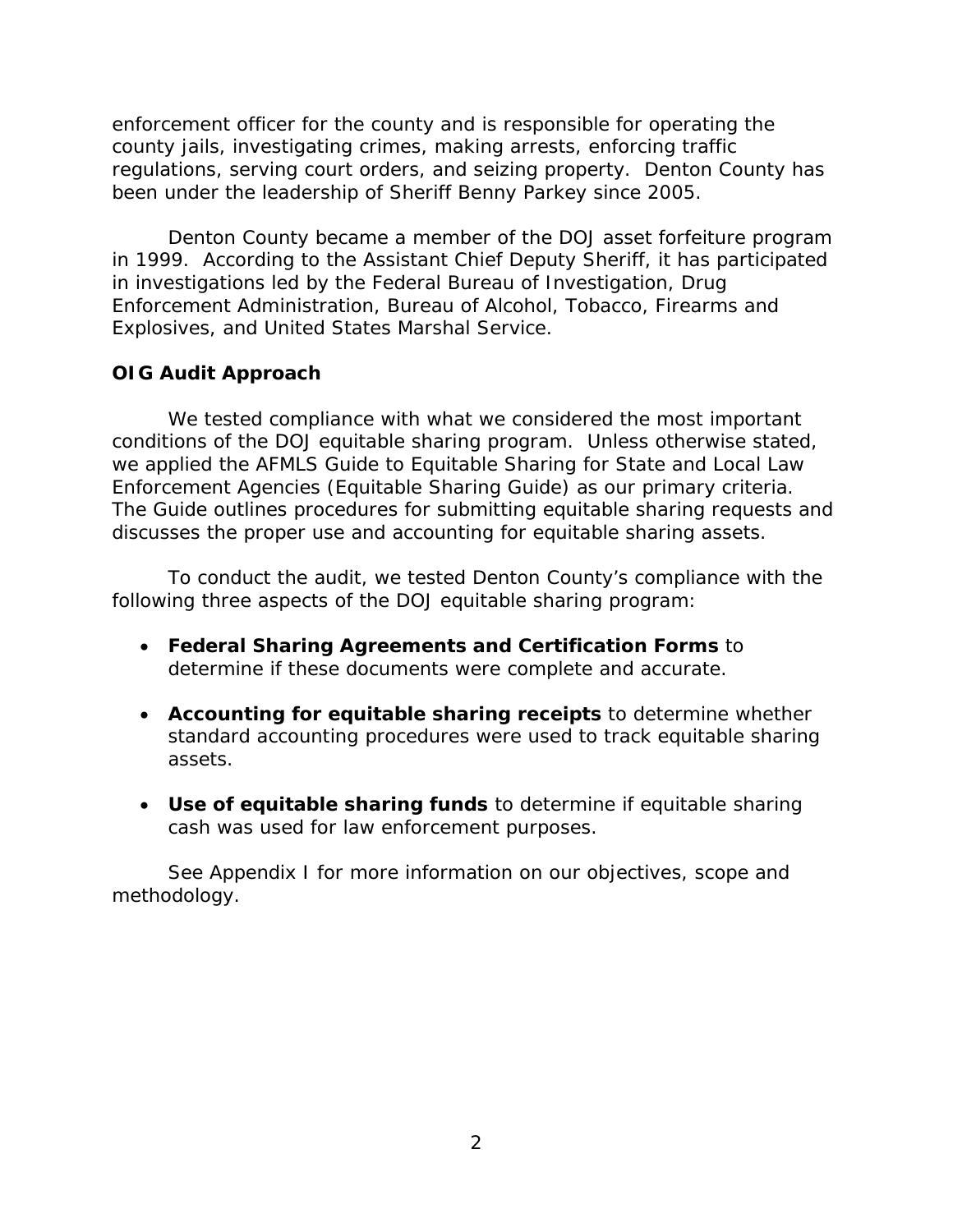enforcement officer for the county and is responsible for operating the county jails, investigating crimes, making arrests, enforcing traffic regulations, serving court orders, and seizing property. Denton County has been under the leadership of Sheriff Benny Parkey since 2005.

Denton County became a member of the DOJ asset forfeiture program in 1999. According to the Assistant Chief Deputy Sheriff, it has participated in investigations led by the Federal Bureau of Investigation, Drug Enforcement Administration, Bureau of Alcohol, Tobacco, Firearms and Explosives, and United States Marshal Service.

### OIG Audit Approach

We tested compliance with what we considered the most important conditions of the DOJ equitable sharing program. Unless otherwise stated, we applied the AFMLS Guide to Equitable Sharing for State and Local Law Enforcement Agencies (Equitable Sharing Guide) as our primary criteria. The Guide outlines procedures for submitting equitable sharing requests and discusses the proper use and accounting for equitable sharing assets.

To conduct the audit, we tested Denton County's compliance with the following three aspects of the DOJ equitable sharing program:

- **Federal Sharing Agreements and Certification Forms** to determine if these documents were complete and accurate.
- **Accounting for equitable sharing receipts** to determine whether standard accounting procedures were used to track equitable sharing assets.
- **Use of equitable sharing funds** to determine if equitable sharing cash was used for law enforcement purposes.

See Appendix I for more information on our objectives, scope and methodology.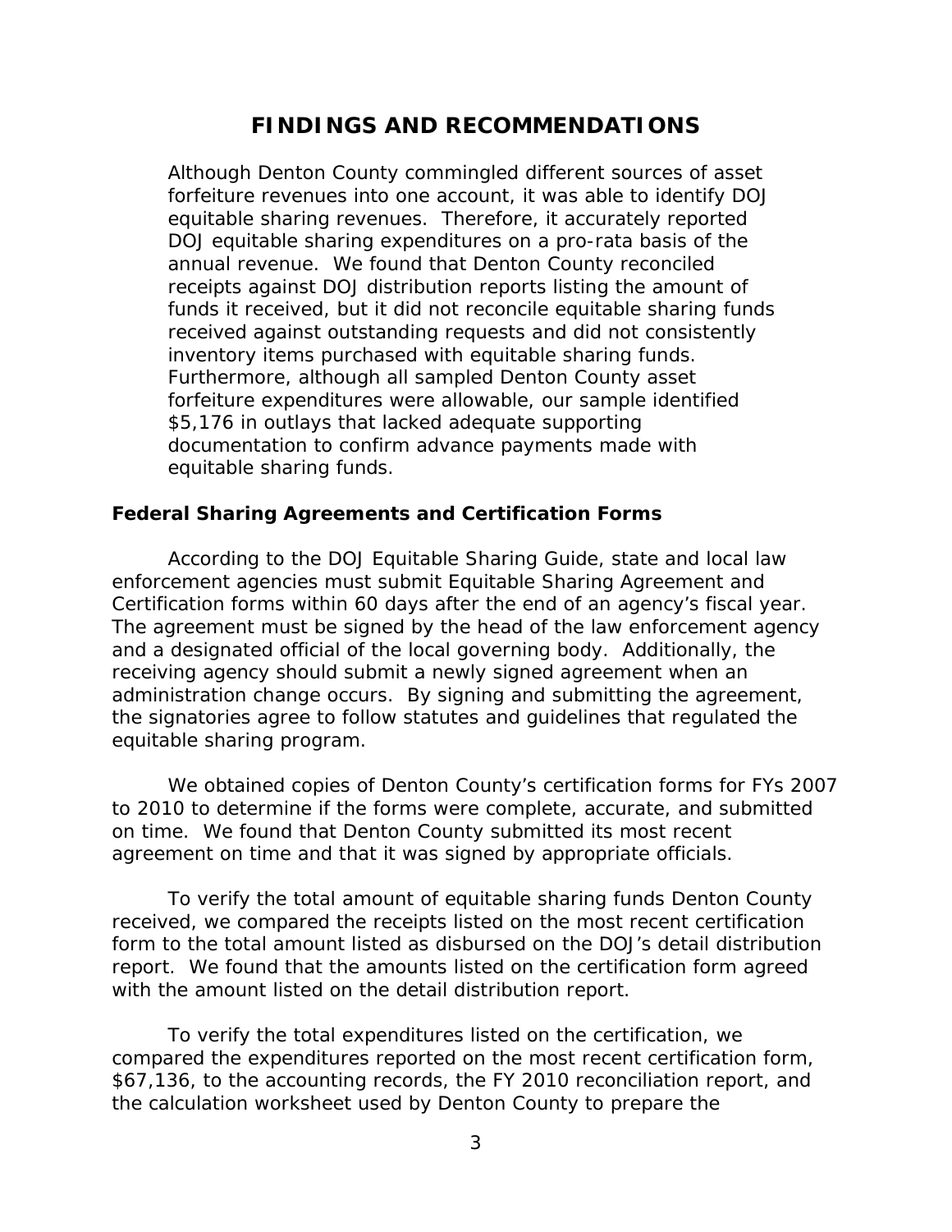## FINDINGS AND RECOMMENDATIONS

Although Denton County commingled different sources of asset forfeiture revenues into one account, it was able to identify DOJ equitable sharing revenues. Therefore, it accurately reported DOJ equitable sharing expenditures on a pro-rata basis of the annual revenue. We found that Denton County reconciled receipts against DOJ distribution reports listing the amount of funds it received, but it did not reconcile equitable sharing funds received against outstanding requests and did not consistently inventory items purchased with equitable sharing funds. Furthermore, although all sampled Denton County asset forfeiture expenditures were allowable, our sample identified $5,176 in outlays that lacked adequate supporting documentation to confirm advance payments made with equitable sharing funds.

### Federal Sharing Agreements and Certification Forms

According to the DOJ Equitable Sharing Guide, state and local law enforcement agencies must submit Equitable Sharing Agreement and Certification forms within 60 days after the end of an agency's fiscal year. The agreement must be signed by the head of the law enforcement agency and a designated official of the local governing body. Additionally, the receiving agency should submit a newly signed agreement when an administration change occurs. By signing and submitting the agreement, the signatories agree to follow statutes and guidelines that regulated the equitable sharing program.

We obtained copies of Denton County's certification forms for FYs 2007 to 2010 to determine if the forms were complete, accurate, and submitted on time. We found that Denton County submitted its most recent agreement on time and that it was signed by appropriate officials.

To verify the total amount of equitable sharing funds Denton County received, we compared the receipts listed on the most recent certification form to the total amount listed as disbursed on the DOJ's detail distribution report. We found that the amounts listed on the certification form agreed with the amount listed on the detail distribution report.

To verify the total expenditures listed on the certification, we compared the expenditures reported on the most recent certification form, $67,136, to the accounting records, the FY 2010 reconciliation report, and the calculation worksheet used by Denton County to prepare the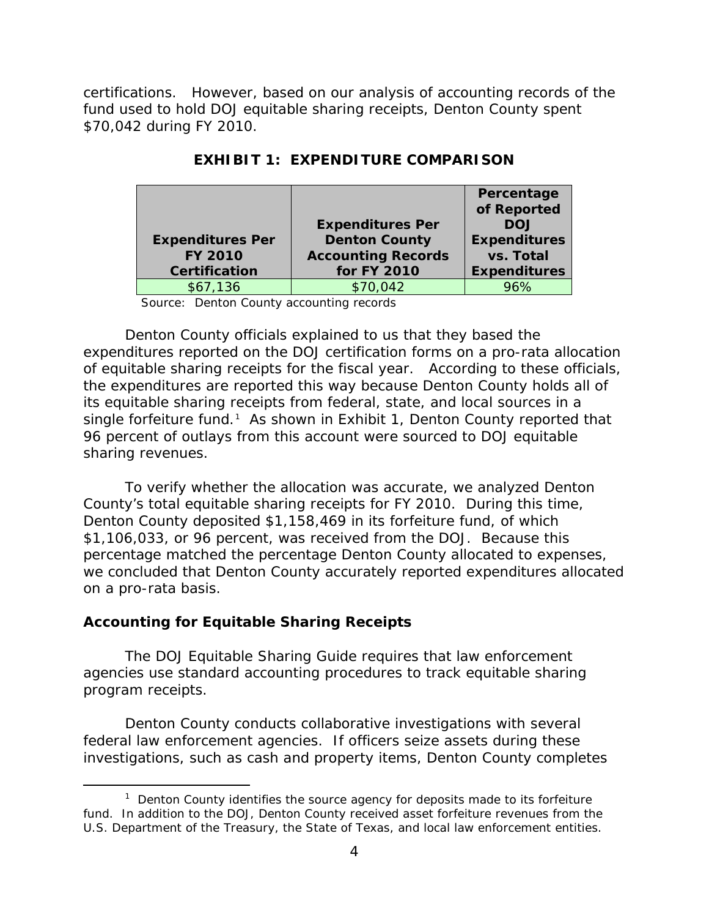certifications. However, based on our analysis of accounting records of the fund used to hold DOJ equitable sharing receipts, Denton County spent $70,042 during FY 2010.

**EXHIBIT 1: EXPENDITURE COMPARISON**

| Expenditures Per FY 2010 Certification | Expenditures Per Denton County Accounting Records for FY 2010 | Percentage of Reported DOJ Expenditures vs. Total Expenditures |
|---|---|---|
| $67,136 | $70,042 | 96% |

Source: Denton County accounting records

Denton County officials explained to us that they based the expenditures reported on the DOJ certification forms on a pro-rata allocation of equitable sharing receipts for the fiscal year. According to these officials, the expenditures are reported this way because Denton County holds all of its equitable sharing receipts from federal, state, and local sources in a single forfeiture fund.[1] As shown in Exhibit 1, Denton County reported that 96 percent of outlays from this account were sourced to DOJ equitable sharing revenues.

To verify whether the allocation was accurate, we analyzed Denton County's total equitable sharing receipts for FY 2010. During this time, Denton County deposited $1,158,469 in its forfeiture fund, of which $1,106,033, or 96 percent, was received from the DOJ. Because this percentage matched the percentage Denton County allocated to expenses, we concluded that Denton County accurately reported expenditures allocated on a pro-rata basis.

## Accounting for Equitable Sharing Receipts

The DOJ Equitable Sharing Guide requires that law enforcement agencies use standard accounting procedures to track equitable sharing program receipts.

Denton County conducts collaborative investigations with several federal law enforcement agencies. If officers seize assets during these investigations, such as cash and property items, Denton County completes

[1] Denton County identifies the source agency for deposits made to its forfeiture fund. In addition to the DOJ, Denton County received asset forfeiture revenues from the U.S. Department of the Treasury, the State of Texas, and local law enforcement entities.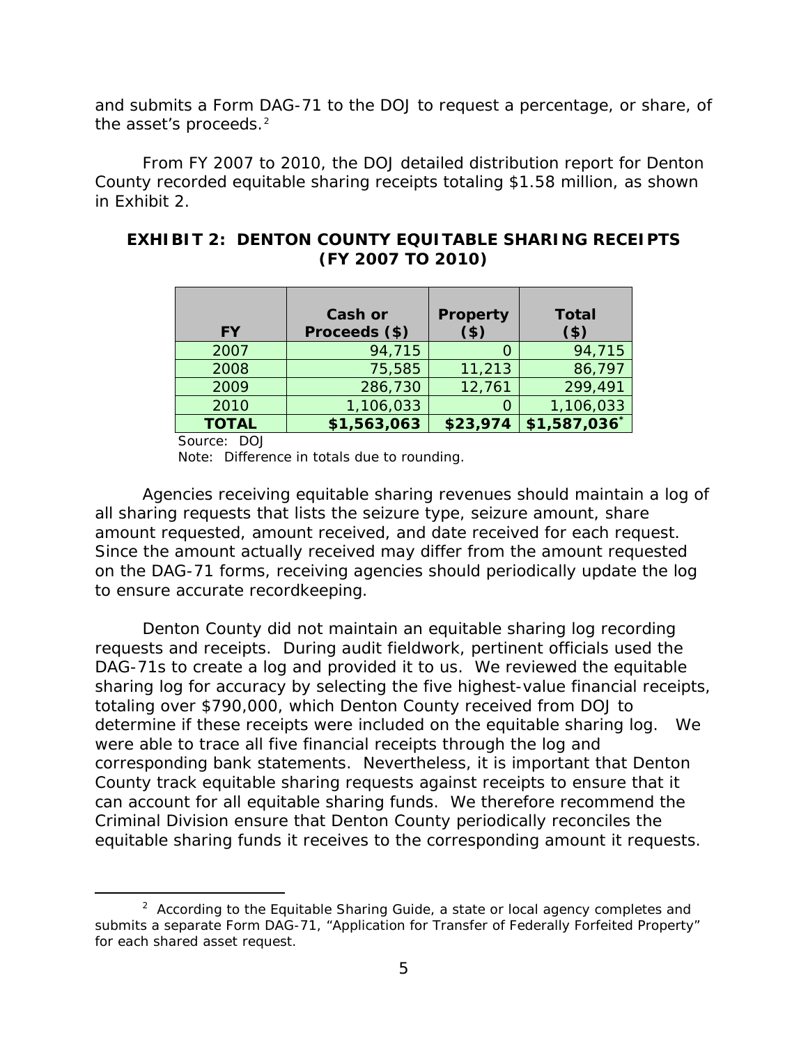and submits a Form DAG-71 to the DOJ to request a percentage, or share, of the asset's proceeds.[2]

From FY 2007 to 2010, the DOJ detailed distribution report for Denton County recorded equitable sharing receipts totaling $1.58 million, as shown in Exhibit 2.

**EXHIBIT 2: DENTON COUNTY EQUITABLE SHARING RECEIPTS (FY 2007 TO 2010)**

| FY | Cash or Proceeds ($) | Property ($) | Total ($) |
|---|---|---|---|
| 2007 | 94,715 | 0 | 94,715 |
| 2008 | 75,585 | 11,213 | 86,797 |
| 2009 | 286,730 | 12,761 | 299,491 |
| 2010 | 1,106,033 | 0 | 1,106,033 |
| **TOTAL** | **$1,563,063** | **$23,974** | **$1,587,036*** |

Source: DOJ

Note: Difference in totals due to rounding.

Agencies receiving equitable sharing revenues should maintain a log of all sharing requests that lists the seizure type, seizure amount, share amount requested, amount received, and date received for each request. Since the amount actually received may differ from the amount requested on the DAG-71 forms, receiving agencies should periodically update the log to ensure accurate recordkeeping.

Denton County did not maintain an equitable sharing log recording requests and receipts. During audit fieldwork, pertinent officials used the DAG-71s to create a log and provided it to us. We reviewed the equitable sharing log for accuracy by selecting the five highest-value financial receipts, totaling over $790,000, which Denton County received from DOJ to determine if these receipts were included on the equitable sharing log. We were able to trace all five financial receipts through the log and corresponding bank statements. Nevertheless, it is important that Denton County track equitable sharing requests against receipts to ensure that it can account for all equitable sharing funds. We therefore recommend the Criminal Division ensure that Denton County periodically reconciles the equitable sharing funds it receives to the corresponding amount it requests.

[2] According to the Equitable Sharing Guide, a state or local agency completes and submits a separate Form DAG-71, "Application for Transfer of Federally Forfeited Property" for each shared asset request.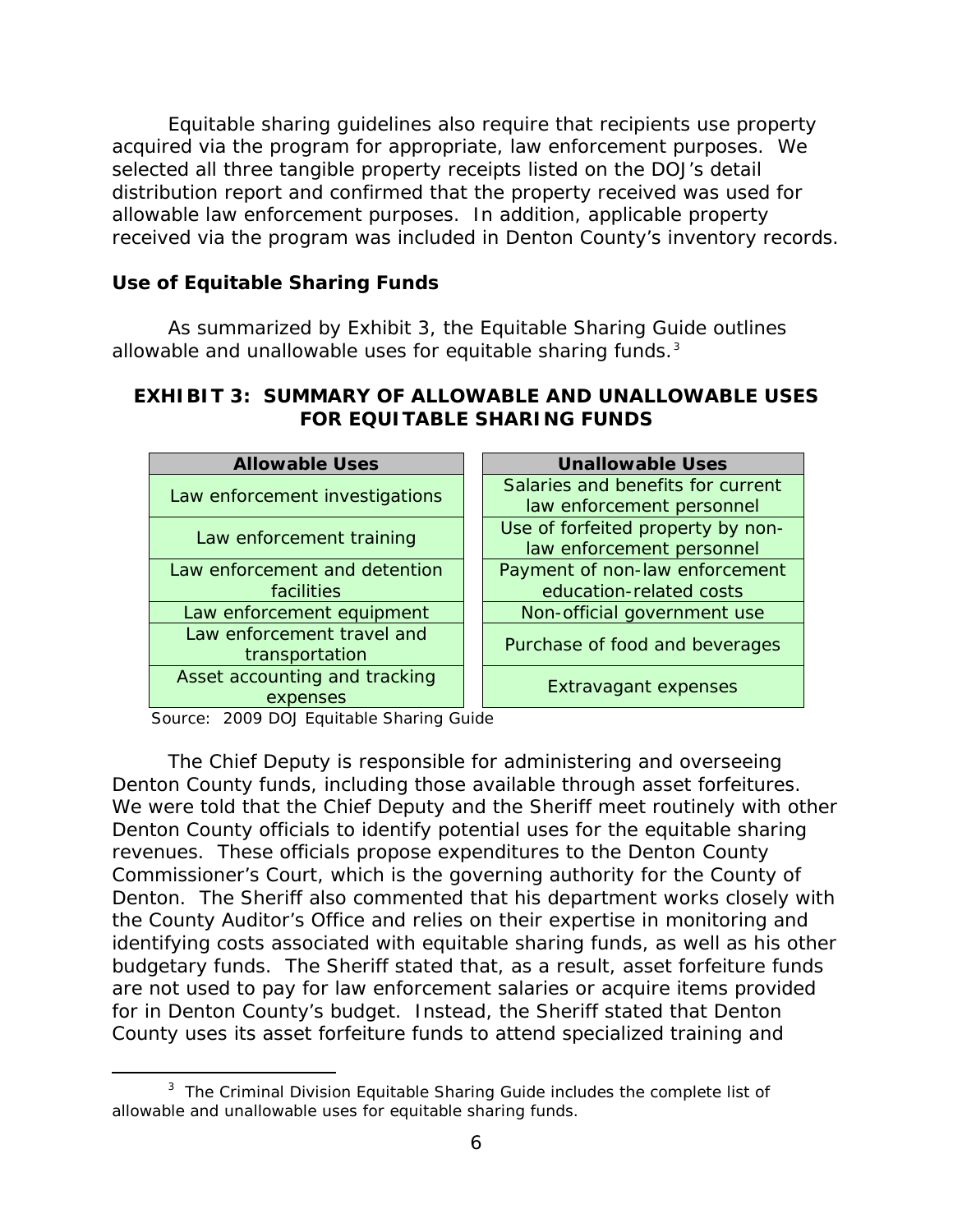Equitable sharing guidelines also require that recipients use property acquired via the program for appropriate, law enforcement purposes. We selected all three tangible property receipts listed on the DOJ's detail distribution report and confirmed that the property received was used for allowable law enforcement purposes. In addition, applicable property received via the program was included in Denton County's inventory records.

## Use of Equitable Sharing Funds

As summarized by Exhibit 3, the Equitable Sharing Guide outlines allowable and unallowable uses for equitable sharing funds.[3]

### EXHIBIT 3: SUMMARY OF ALLOWABLE AND UNALLOWABLE USES FOR EQUITABLE SHARING FUNDS

| Allowable Uses | Unallowable Uses |
|---|---|
| Law enforcement investigations | Salaries and benefits for current law enforcement personnel |
| Law enforcement training | Use of forfeited property by non-law enforcement personnel |
| Law enforcement and detention facilities | Payment of non-law enforcement education-related costs |
| Law enforcement equipment | Non-official government use |
| Law enforcement travel and transportation | Purchase of food and beverages |
| Asset accounting and tracking expenses | Extravagant expenses |

Source: 2009 DOJ Equitable Sharing Guide

The Chief Deputy is responsible for administering and overseeing Denton County funds, including those available through asset forfeitures. We were told that the Chief Deputy and the Sheriff meet routinely with other Denton County officials to identify potential uses for the equitable sharing revenues. These officials propose expenditures to the Denton County Commissioner's Court, which is the governing authority for the County of Denton. The Sheriff also commented that his department works closely with the County Auditor's Office and relies on their expertise in monitoring and identifying costs associated with equitable sharing funds, as well as his other budgetary funds. The Sheriff stated that, as a result, asset forfeiture funds are not used to pay for law enforcement salaries or acquire items provided for in Denton County's budget. Instead, the Sheriff stated that Denton County uses its asset forfeiture funds to attend specialized training and

[3] The Criminal Division Equitable Sharing Guide includes the complete list of allowable and unallowable uses for equitable sharing funds.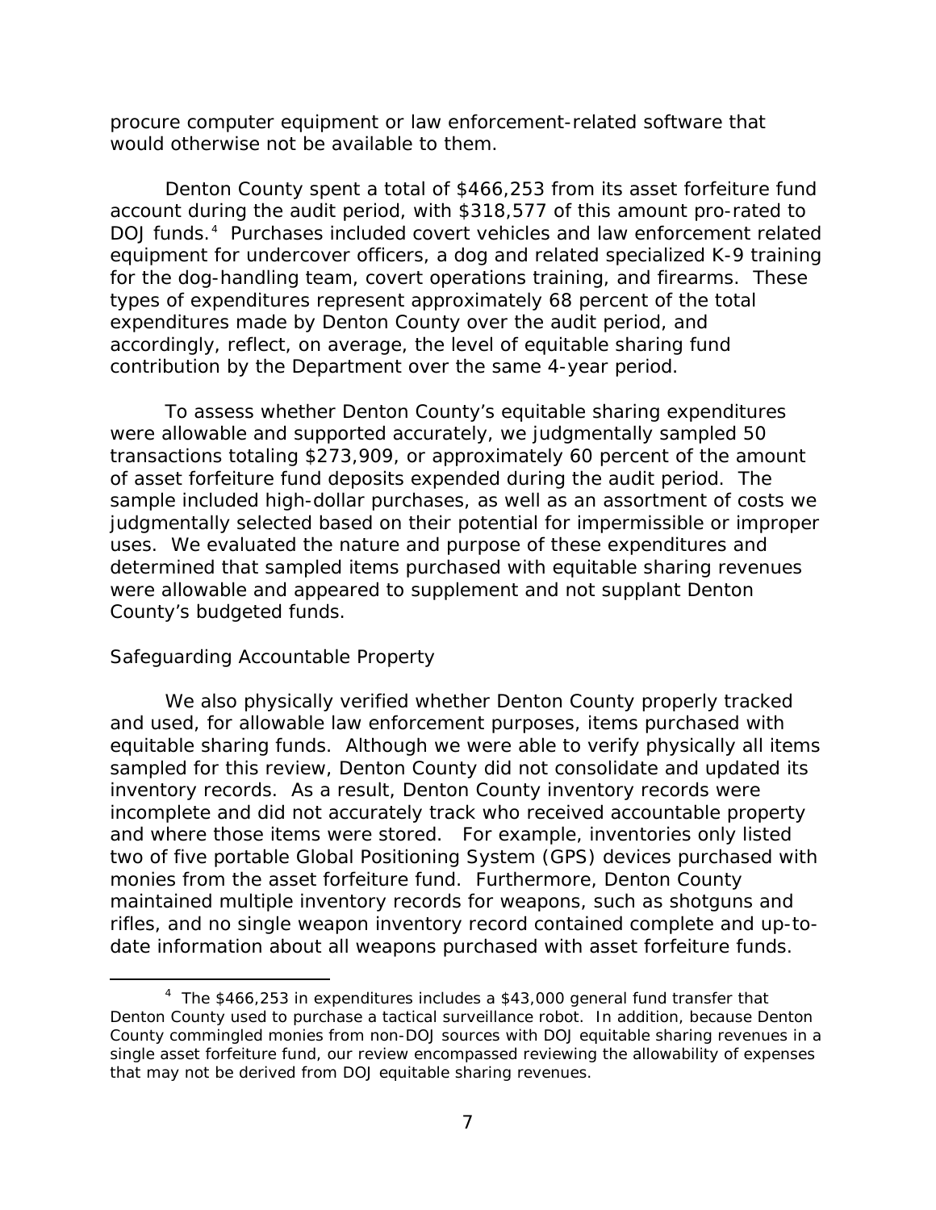procure computer equipment or law enforcement-related software that would otherwise not be available to them.

Denton County spent a total of $466,253 from its asset forfeiture fund account during the audit period, with $318,577 of this amount pro-rated to DOJ funds.[4] Purchases included covert vehicles and law enforcement related equipment for undercover officers, a dog and related specialized K-9 training for the dog-handling team, covert operations training, and firearms. These types of expenditures represent approximately 68 percent of the total expenditures made by Denton County over the audit period, and accordingly, reflect, on average, the level of equitable sharing fund contribution by the Department over the same 4-year period.

To assess whether Denton County's equitable sharing expenditures were allowable and supported accurately, we judgmentally sampled 50 transactions totaling $273,909, or approximately 60 percent of the amount of asset forfeiture fund deposits expended during the audit period. The sample included high-dollar purchases, as well as an assortment of costs we judgmentally selected based on their potential for impermissible or improper uses. We evaluated the nature and purpose of these expenditures and determined that sampled items purchased with equitable sharing revenues were allowable and appeared to supplement and not supplant Denton County's budgeted funds.

*Safeguarding Accountable Property*

We also physically verified whether Denton County properly tracked and used, for allowable law enforcement purposes, items purchased with equitable sharing funds. Although we were able to verify physically all items sampled for this review, Denton County did not consolidate and updated its inventory records. As a result, Denton County inventory records were incomplete and did not accurately track who received accountable property and where those items were stored. For example, inventories only listed two of five portable Global Positioning System (GPS) devices purchased with monies from the asset forfeiture fund. Furthermore, Denton County maintained multiple inventory records for weapons, such as shotguns and rifles, and no single weapon inventory record contained complete and up-to-date information about all weapons purchased with asset forfeiture funds.

[4] The $466,253 in expenditures includes a $43,000 general fund transfer that Denton County used to purchase a tactical surveillance robot. In addition, because Denton County commingled monies from non-DOJ sources with DOJ equitable sharing revenues in a single asset forfeiture fund, our review encompassed reviewing the allowability of expenses that may not be derived from DOJ equitable sharing revenues.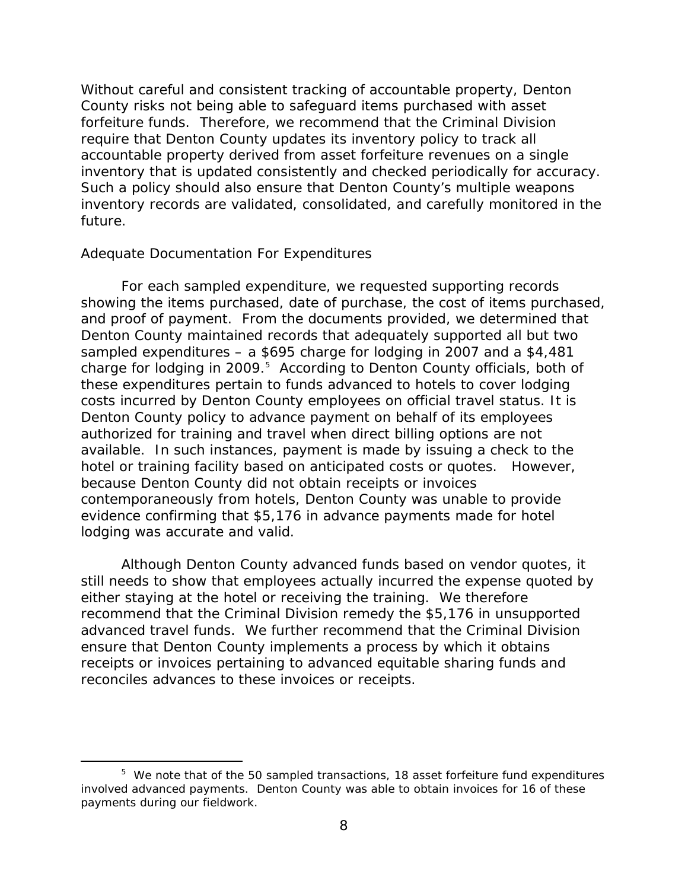Without careful and consistent tracking of accountable property, Denton County risks not being able to safeguard items purchased with asset forfeiture funds. Therefore, we recommend that the Criminal Division require that Denton County updates its inventory policy to track all accountable property derived from asset forfeiture revenues on a single inventory that is updated consistently and checked periodically for accuracy. Such a policy should also ensure that Denton County's multiple weapons inventory records are validated, consolidated, and carefully monitored in the future.

### Adequate Documentation For Expenditures

For each sampled expenditure, we requested supporting records showing the items purchased, date of purchase, the cost of items purchased, and proof of payment. From the documents provided, we determined that Denton County maintained records that adequately supported all but two sampled expenditures – a $695 charge for lodging in 2007 and a $4,481 charge for lodging in 2009.[5] According to Denton County officials, both of these expenditures pertain to funds advanced to hotels to cover lodging costs incurred by Denton County employees on official travel status. It is Denton County policy to advance payment on behalf of its employees authorized for training and travel when direct billing options are not available. In such instances, payment is made by issuing a check to the hotel or training facility based on anticipated costs or quotes. However, because Denton County did not obtain receipts or invoices contemporaneously from hotels, Denton County was unable to provide evidence confirming that $5,176 in advance payments made for hotel lodging was accurate and valid.

Although Denton County advanced funds based on vendor quotes, it still needs to show that employees actually incurred the expense quoted by either staying at the hotel or receiving the training. We therefore recommend that the Criminal Division remedy the $5,176 in unsupported advanced travel funds. We further recommend that the Criminal Division ensure that Denton County implements a process by which it obtains receipts or invoices pertaining to advanced equitable sharing funds and reconciles advances to these invoices or receipts.

---

[5] We note that of the 50 sampled transactions, 18 asset forfeiture fund expenditures involved advanced payments. Denton County was able to obtain invoices for 16 of these payments during our fieldwork.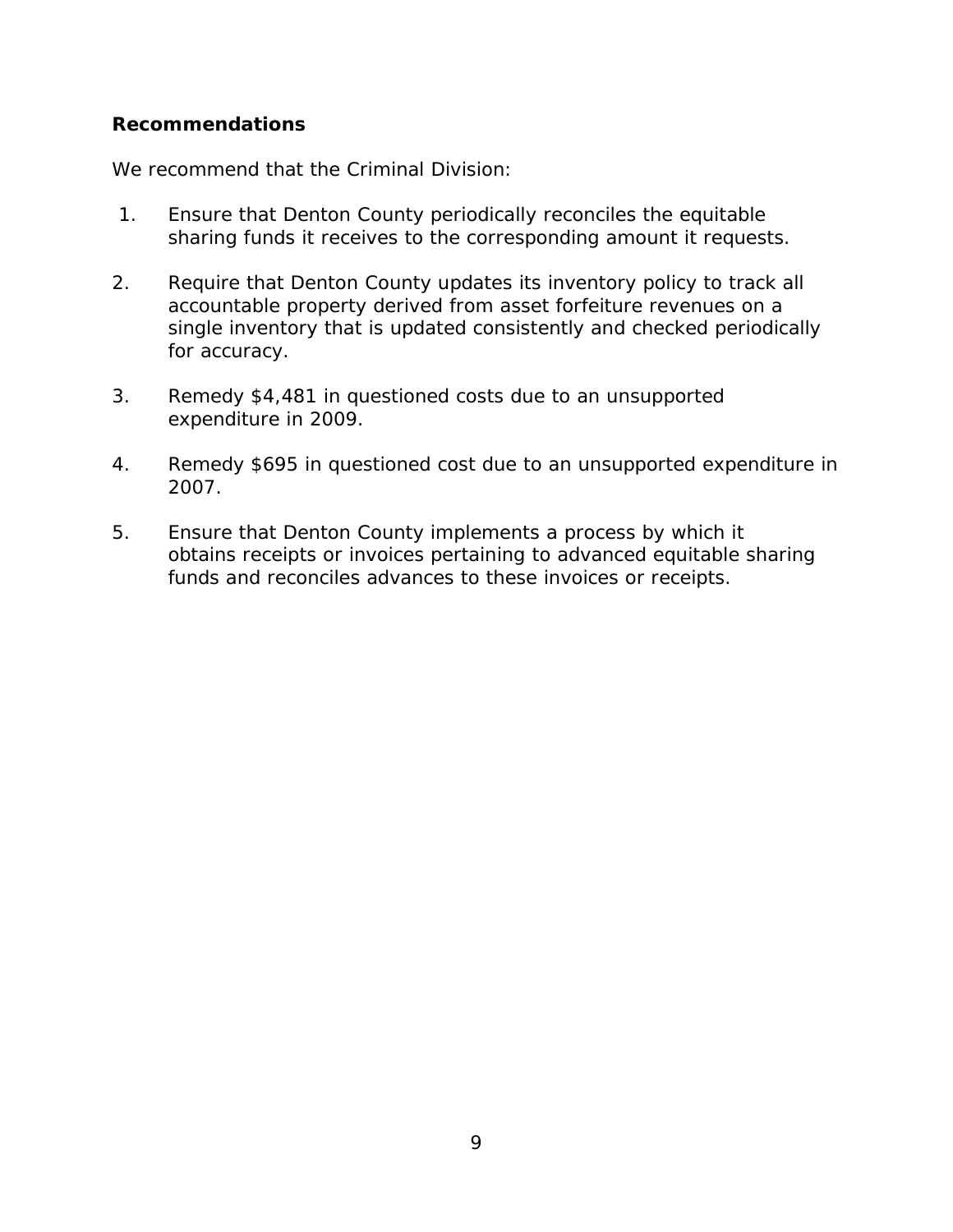## Recommendations

We recommend that the Criminal Division:

1. Ensure that Denton County periodically reconciles the equitable sharing funds it receives to the corresponding amount it requests.

2. Require that Denton County updates its inventory policy to track all accountable property derived from asset forfeiture revenues on a single inventory that is updated consistently and checked periodically for accuracy.

3. Remedy $4,481 in questioned costs due to an unsupported expenditure in 2009.

4. Remedy $695 in questioned cost due to an unsupported expenditure in 2007.

5. Ensure that Denton County implements a process by which it obtains receipts or invoices pertaining to advanced equitable sharing funds and reconciles advances to these invoices or receipts.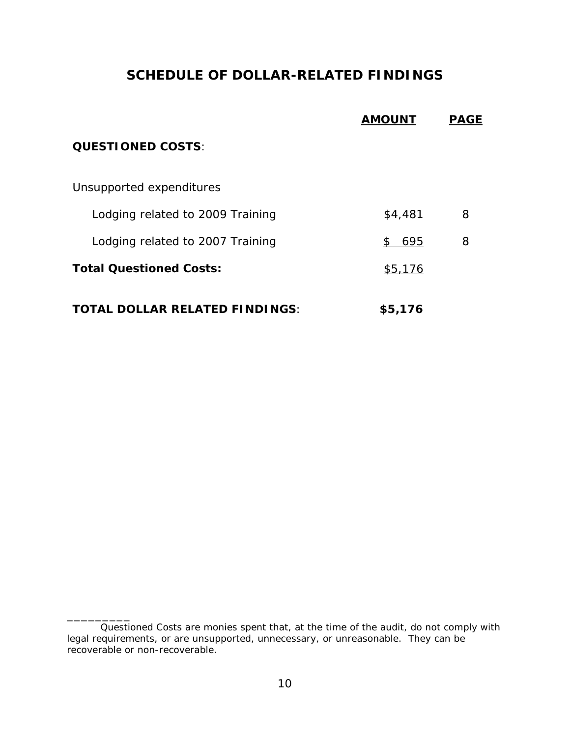# SCHEDULE OF DOLLAR-RELATED FINDINGS

| | AMOUNT | PAGE |
|---|---|---|
| **QUESTIONED COSTS**: | | |
| Unsupported expenditures | | |
| Lodging related to 2009 Training | $4,481 | 8 |
| Lodging related to 2007 Training | $ 695 | 8 |
| **Total Questioned Costs:** | $5,176 | |
| **TOTAL DOLLAR RELATED FINDINGS**: | **$5,176** | |

---

Questioned Costs are monies spent that, at the time of the audit, do not comply with legal requirements, or are unsupported, unnecessary, or unreasonable. They can be recoverable or non-recoverable.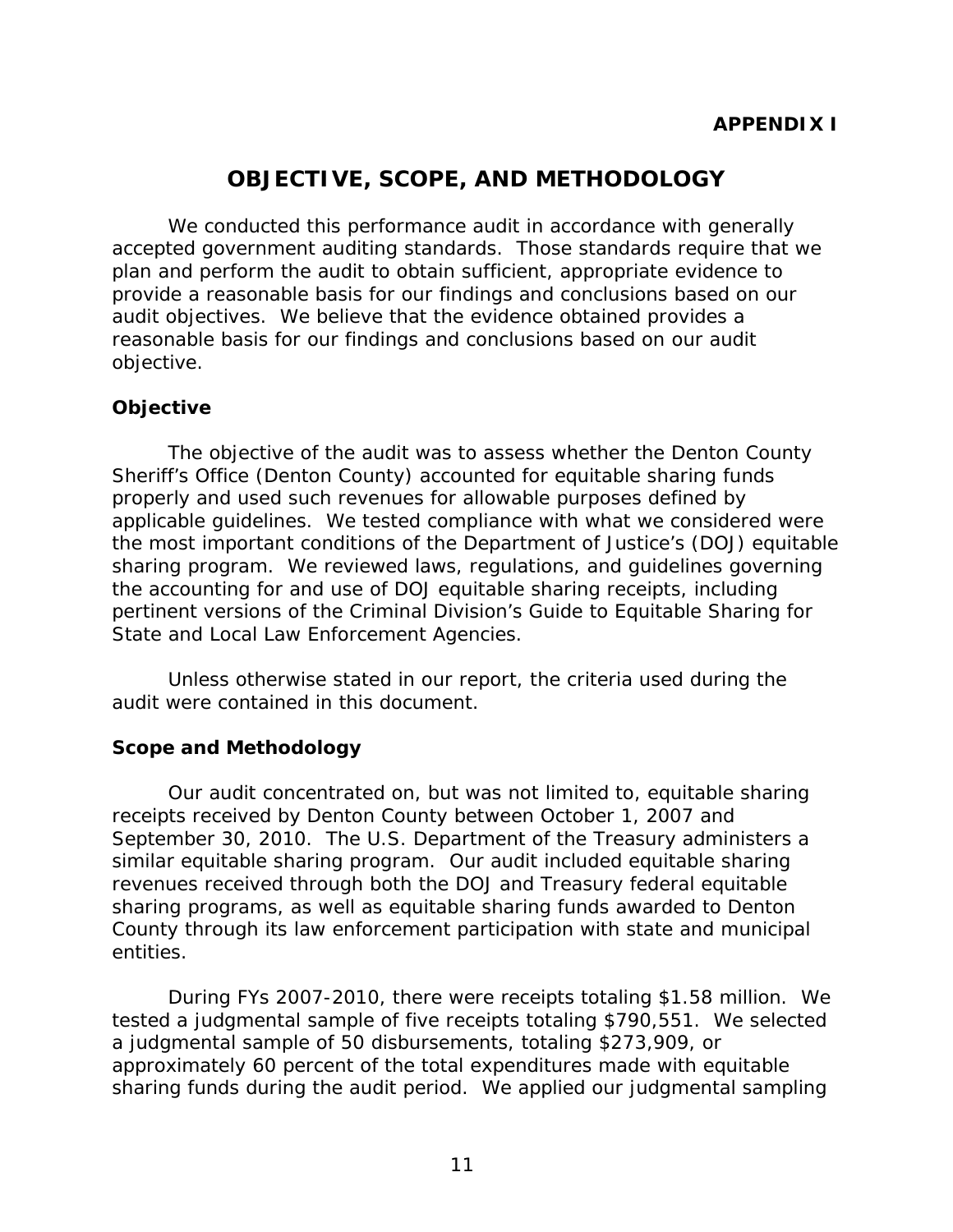**APPENDIX I**

# OBJECTIVE, SCOPE, AND METHODOLOGY

We conducted this performance audit in accordance with generally accepted government auditing standards. Those standards require that we plan and perform the audit to obtain sufficient, appropriate evidence to provide a reasonable basis for our findings and conclusions based on our audit objectives. We believe that the evidence obtained provides a reasonable basis for our findings and conclusions based on our audit objective.

## Objective

The objective of the audit was to assess whether the Denton County Sheriff's Office (Denton County) accounted for equitable sharing funds properly and used such revenues for allowable purposes defined by applicable guidelines. We tested compliance with what we considered were the most important conditions of the Department of Justice's (DOJ) equitable sharing program. We reviewed laws, regulations, and guidelines governing the accounting for and use of DOJ equitable sharing receipts, including pertinent versions of the Criminal Division's Guide to Equitable Sharing for State and Local Law Enforcement Agencies.

Unless otherwise stated in our report, the criteria used during the audit were contained in this document.

## Scope and Methodology

Our audit concentrated on, but was not limited to, equitable sharing receipts received by Denton County between October 1, 2007 and September 30, 2010. The U.S. Department of the Treasury administers a similar equitable sharing program. Our audit included equitable sharing revenues received through both the DOJ and Treasury federal equitable sharing programs, as well as equitable sharing funds awarded to Denton County through its law enforcement participation with state and municipal entities.

During FYs 2007-2010, there were receipts totaling $1.58 million. We tested a judgmental sample of five receipts totaling $790,551. We selected a judgmental sample of 50 disbursements, totaling $273,909, or approximately 60 percent of the total expenditures made with equitable sharing funds during the audit period. We applied our judgmental sampling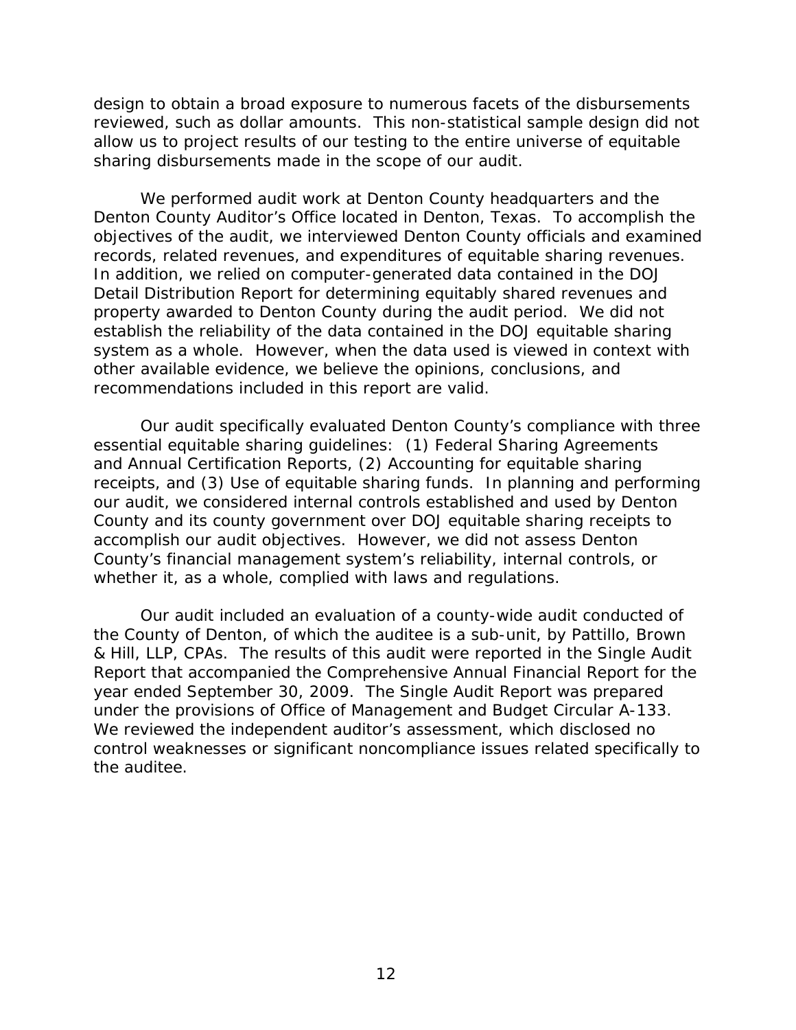design to obtain a broad exposure to numerous facets of the disbursements reviewed, such as dollar amounts. This non-statistical sample design did not allow us to project results of our testing to the entire universe of equitable sharing disbursements made in the scope of our audit.

We performed audit work at Denton County headquarters and the Denton County Auditor's Office located in Denton, Texas. To accomplish the objectives of the audit, we interviewed Denton County officials and examined records, related revenues, and expenditures of equitable sharing revenues. In addition, we relied on computer-generated data contained in the DOJ Detail Distribution Report for determining equitably shared revenues and property awarded to Denton County during the audit period. We did not establish the reliability of the data contained in the DOJ equitable sharing system as a whole. However, when the data used is viewed in context with other available evidence, we believe the opinions, conclusions, and recommendations included in this report are valid.

Our audit specifically evaluated Denton County's compliance with three essential equitable sharing guidelines: (1) Federal Sharing Agreements and Annual Certification Reports, (2) Accounting for equitable sharing receipts, and (3) Use of equitable sharing funds. In planning and performing our audit, we considered internal controls established and used by Denton County and its county government over DOJ equitable sharing receipts to accomplish our audit objectives. However, we did not assess Denton County's financial management system's reliability, internal controls, or whether it, as a whole, complied with laws and regulations.

Our audit included an evaluation of a county-wide audit conducted of the County of Denton, of which the auditee is a sub-unit, by Pattillo, Brown & Hill, LLP, CPAs. The results of this audit were reported in the Single Audit Report that accompanied the Comprehensive Annual Financial Report for the year ended September 30, 2009. The Single Audit Report was prepared under the provisions of Office of Management and Budget Circular A-133. We reviewed the independent auditor's assessment, which disclosed no control weaknesses or significant noncompliance issues related specifically to the auditee.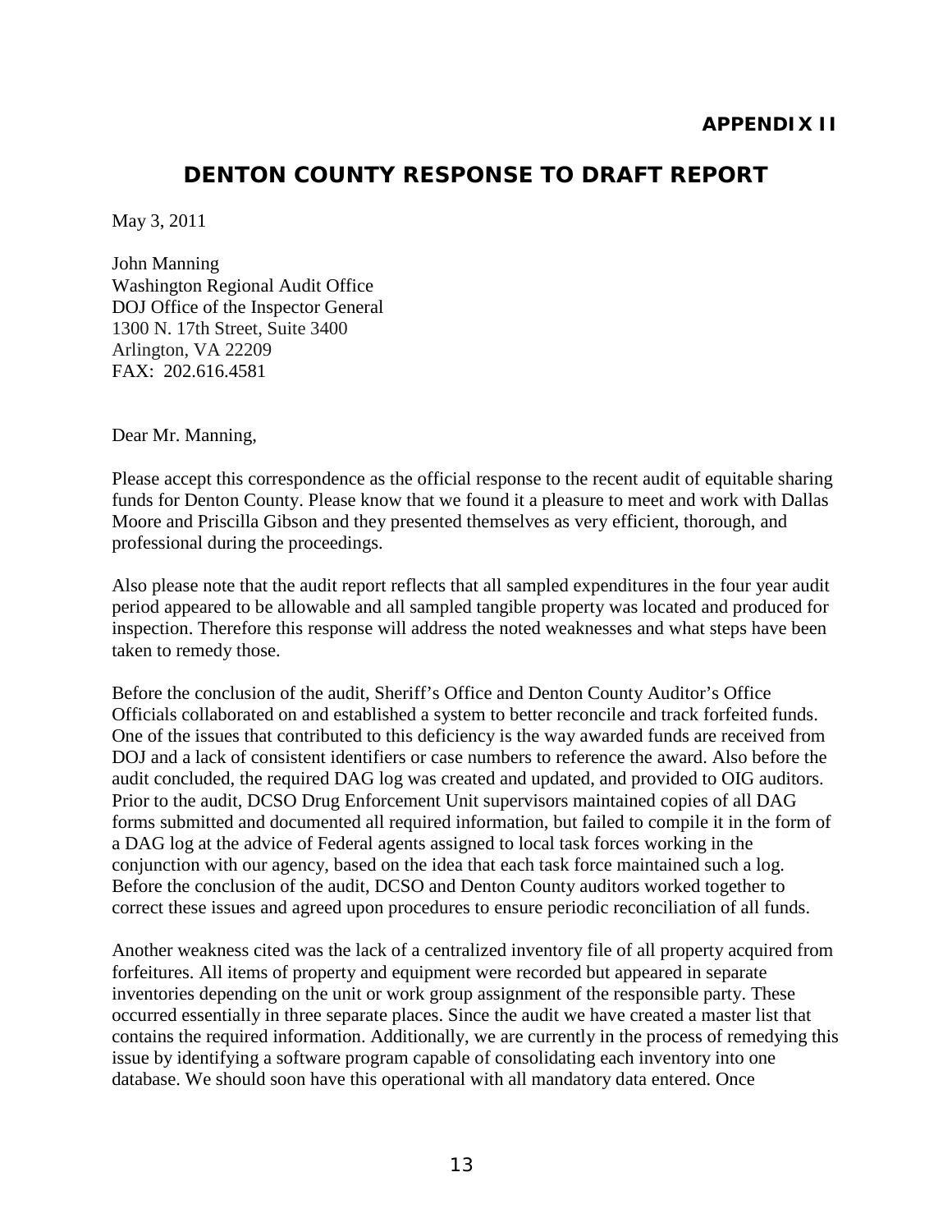**APPENDIX II**

## DENTON COUNTY RESPONSE TO DRAFT REPORT

May 3, 2011

John Manning
Washington Regional Audit Office
DOJ Office of the Inspector General
1300 N. 17th Street, Suite 3400
Arlington, VA 22209
FAX: 202.616.4581

Dear Mr. Manning,

Please accept this correspondence as the official response to the recent audit of equitable sharing funds for Denton County. Please know that we found it a pleasure to meet and work with Dallas Moore and Priscilla Gibson and they presented themselves as very efficient, thorough, and professional during the proceedings.

Also please note that the audit report reflects that all sampled expenditures in the four year audit period appeared to be allowable and all sampled tangible property was located and produced for inspection. Therefore this response will address the noted weaknesses and what steps have been taken to remedy those.

Before the conclusion of the audit, Sheriff's Office and Denton County Auditor's Office Officials collaborated on and established a system to better reconcile and track forfeited funds. One of the issues that contributed to this deficiency is the way awarded funds are received from DOJ and a lack of consistent identifiers or case numbers to reference the award. Also before the audit concluded, the required DAG log was created and updated, and provided to OIG auditors. Prior to the audit, DCSO Drug Enforcement Unit supervisors maintained copies of all DAG forms submitted and documented all required information, but failed to compile it in the form of a DAG log at the advice of Federal agents assigned to local task forces working in the conjunction with our agency, based on the idea that each task force maintained such a log. Before the conclusion of the audit, DCSO and Denton County auditors worked together to correct these issues and agreed upon procedures to ensure periodic reconciliation of all funds.

Another weakness cited was the lack of a centralized inventory file of all property acquired from forfeitures. All items of property and equipment were recorded but appeared in separate inventories depending on the unit or work group assignment of the responsible party. These occurred essentially in three separate places. Since the audit we have created a master list that contains the required information. Additionally, we are currently in the process of remedying this issue by identifying a software program capable of consolidating each inventory into one database. We should soon have this operational with all mandatory data entered. Once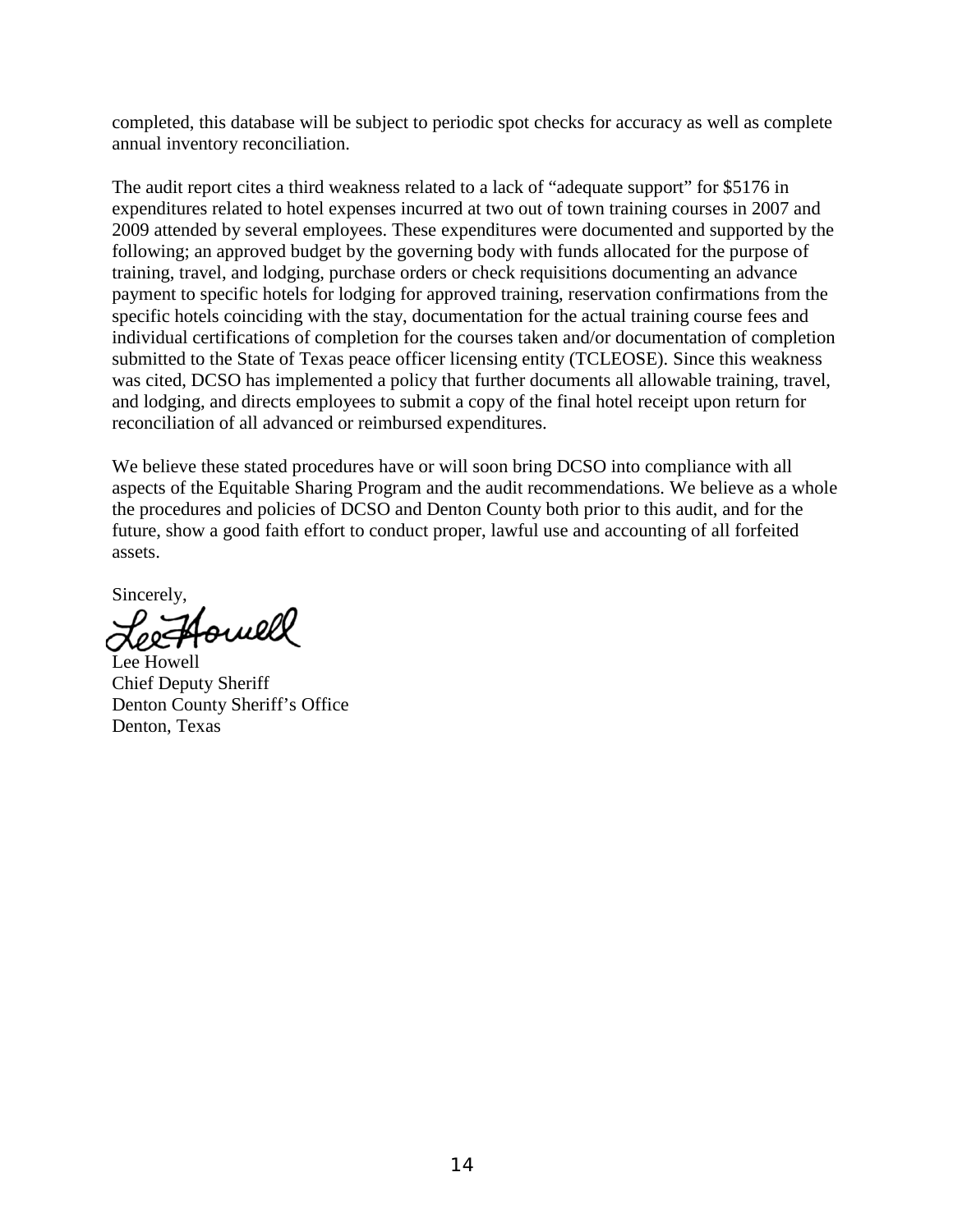completed, this database will be subject to periodic spot checks for accuracy as well as complete annual inventory reconciliation.

The audit report cites a third weakness related to a lack of "adequate support" for $5176 in expenditures related to hotel expenses incurred at two out of town training courses in 2007 and 2009 attended by several employees. These expenditures were documented and supported by the following; an approved budget by the governing body with funds allocated for the purpose of training, travel, and lodging, purchase orders or check requisitions documenting an advance payment to specific hotels for lodging for approved training, reservation confirmations from the specific hotels coinciding with the stay, documentation for the actual training course fees and individual certifications of completion for the courses taken and/or documentation of completion submitted to the State of Texas peace officer licensing entity (TCLEOSE). Since this weakness was cited, DCSO has implemented a policy that further documents all allowable training, travel, and lodging, and directs employees to submit a copy of the final hotel receipt upon return for reconciliation of all advanced or reimbursed expenditures.

We believe these stated procedures have or will soon bring DCSO into compliance with all aspects of the Equitable Sharing Program and the audit recommendations. We believe as a whole the procedures and policies of DCSO and Denton County both prior to this audit, and for the future, show a good faith effort to conduct proper, lawful use and accounting of all forfeited assets.

Sincerely,

Lee Howell
Chief Deputy Sheriff
Denton County Sheriff's Office
Denton, Texas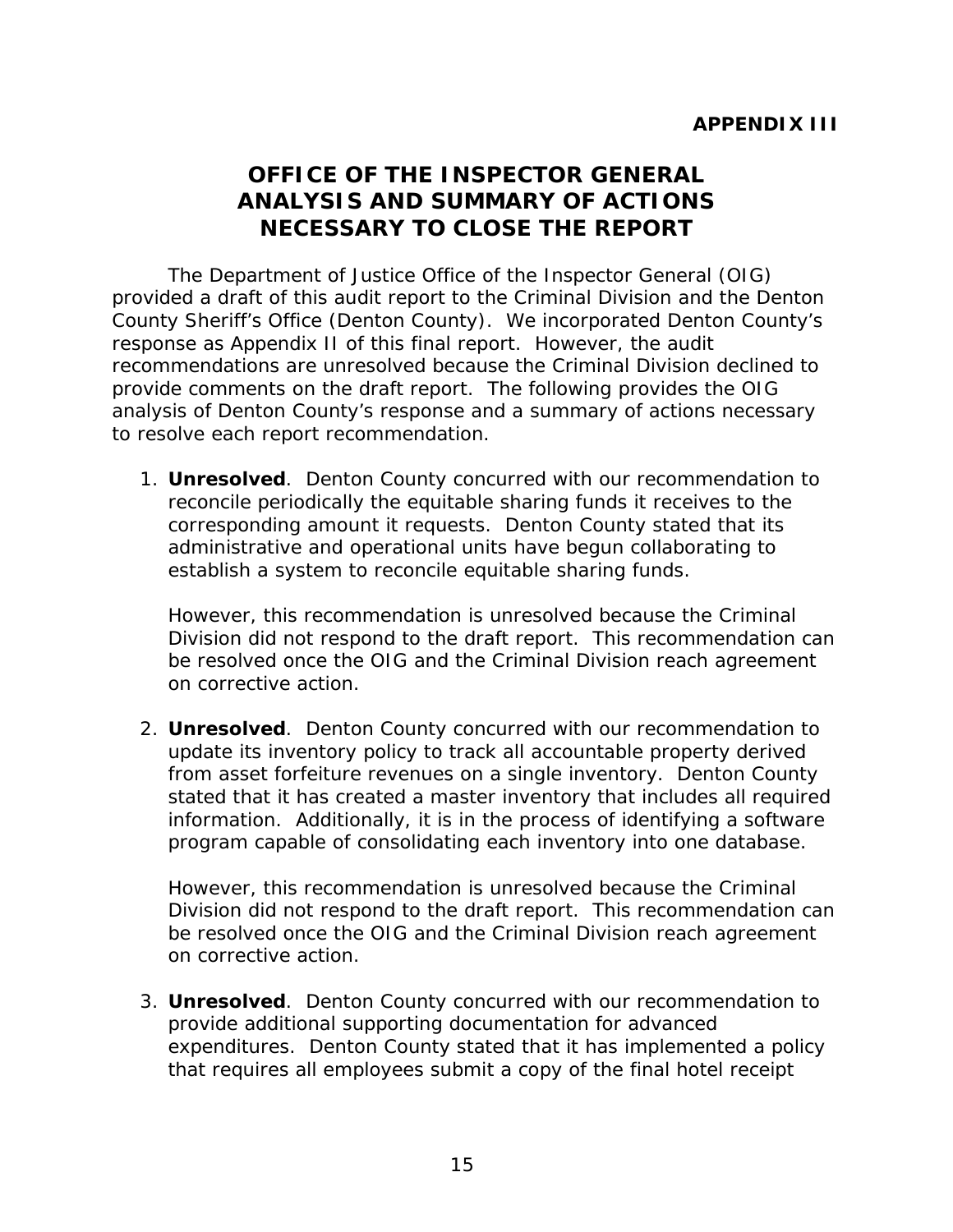**APPENDIX III**

# OFFICE OF THE INSPECTOR GENERAL ANALYSIS AND SUMMARY OF ACTIONS NECESSARY TO CLOSE THE REPORT

The Department of Justice Office of the Inspector General (OIG) provided a draft of this audit report to the Criminal Division and the Denton County Sheriff's Office (Denton County). We incorporated Denton County's response as Appendix II of this final report. However, the audit recommendations are unresolved because the Criminal Division declined to provide comments on the draft report. The following provides the OIG analysis of Denton County's response and a summary of actions necessary to resolve each report recommendation.

1. **Unresolved**. Denton County concurred with our recommendation to reconcile periodically the equitable sharing funds it receives to the corresponding amount it requests. Denton County stated that its administrative and operational units have begun collaborating to establish a system to reconcile equitable sharing funds.

   However, this recommendation is unresolved because the Criminal Division did not respond to the draft report. This recommendation can be resolved once the OIG and the Criminal Division reach agreement on corrective action.

2. **Unresolved**. Denton County concurred with our recommendation to update its inventory policy to track all accountable property derived from asset forfeiture revenues on a single inventory. Denton County stated that it has created a master inventory that includes all required information. Additionally, it is in the process of identifying a software program capable of consolidating each inventory into one database.

   However, this recommendation is unresolved because the Criminal Division did not respond to the draft report. This recommendation can be resolved once the OIG and the Criminal Division reach agreement on corrective action.

3. **Unresolved**. Denton County concurred with our recommendation to provide additional supporting documentation for advanced expenditures. Denton County stated that it has implemented a policy that requires all employees submit a copy of the final hotel receipt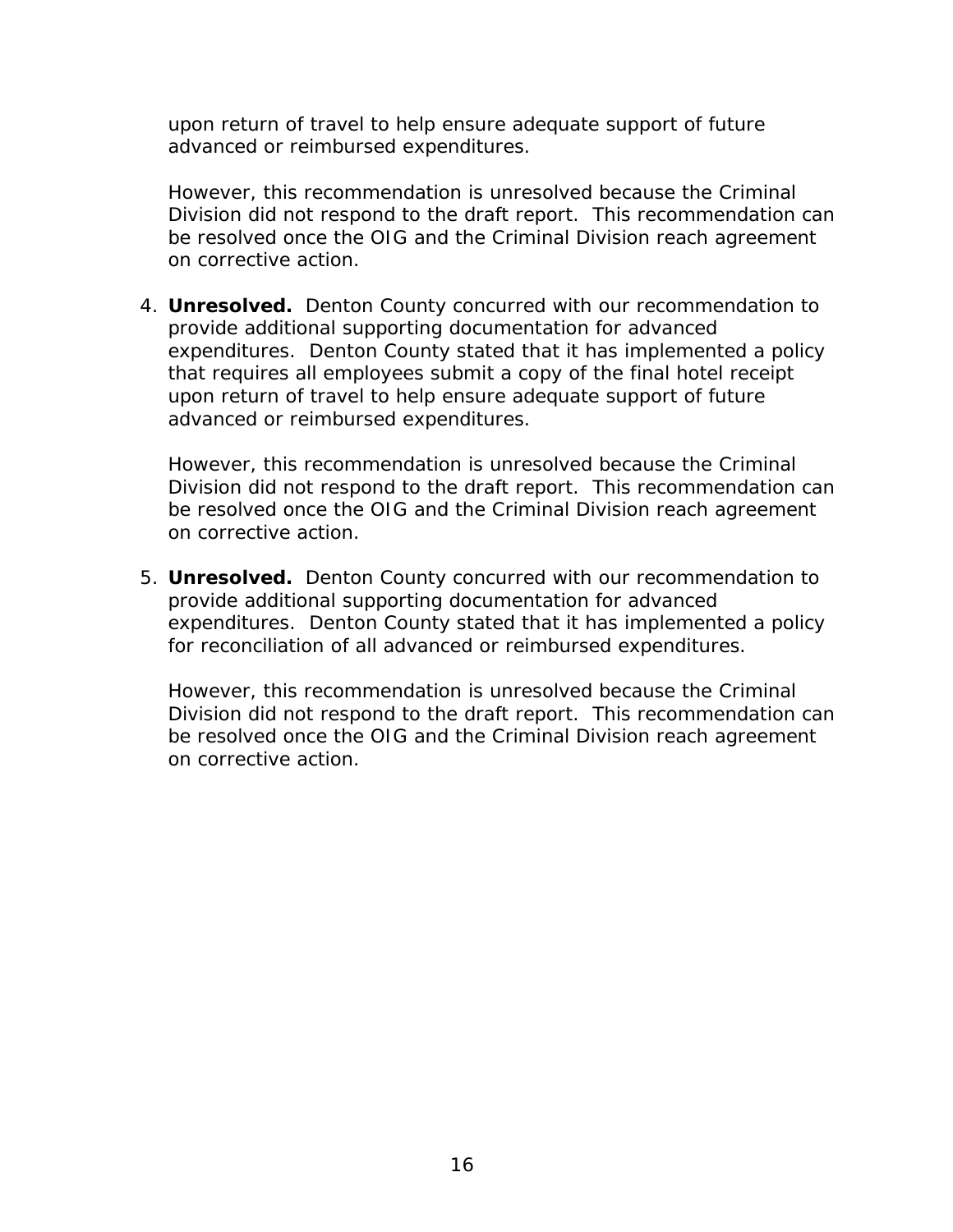upon return of travel to help ensure adequate support of future advanced or reimbursed expenditures.

However, this recommendation is unresolved because the Criminal Division did not respond to the draft report. This recommendation can be resolved once the OIG and the Criminal Division reach agreement on corrective action.

4. **Unresolved.** Denton County concurred with our recommendation to provide additional supporting documentation for advanced expenditures. Denton County stated that it has implemented a policy that requires all employees submit a copy of the final hotel receipt upon return of travel to help ensure adequate support of future advanced or reimbursed expenditures.

   However, this recommendation is unresolved because the Criminal Division did not respond to the draft report. This recommendation can be resolved once the OIG and the Criminal Division reach agreement on corrective action.

5. **Unresolved.** Denton County concurred with our recommendation to provide additional supporting documentation for advanced expenditures. Denton County stated that it has implemented a policy for reconciliation of all advanced or reimbursed expenditures.

   However, this recommendation is unresolved because the Criminal Division did not respond to the draft report. This recommendation can be resolved once the OIG and the Criminal Division reach agreement on corrective action.